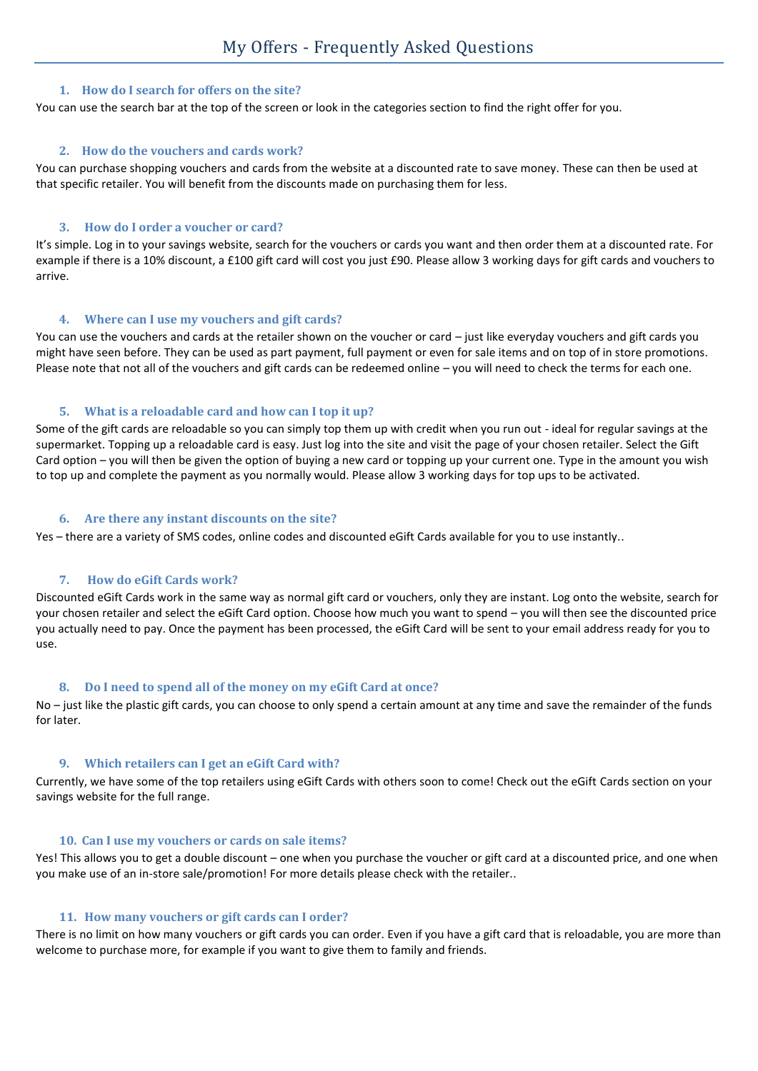# My Offers - Frequently Asked Questions

## 1. How do I search for offers on the site?

You can use the search bar at the top of the screen or look in the categories section to find the right offer for you.

## 2. How do the vouchers and cards work?

You can purchase shopping vouchers and cards from the website at a discounted rate to save money. These can then be used at that specific retailer. You will benefit from the discounts made on purchasing them for less.

## 3. How do I order a voucher or card?

It's simple. Log in to your savings website, search for the vouchers or cards you want and then order them at a discounted rate. For example if there is a 10% discount, a £100 gift card will cost you just £90. Please allow 3 working days for gift cards and vouchers to arrive.

## 4. Where can I use my vouchers and gift cards?

You can use the vouchers and cards at the retailer shown on the voucher or card – just like everyday vouchers and gift cards you might have seen before. They can be used as part payment, full payment or even for sale items and on top of in store promotions. Please note that not all of the vouchers and gift cards can be redeemed online – you will need to check the terms for each one.

## 5. What is a reloadable card and how can I top it up?

Some of the gift cards are reloadable so you can simply top them up with credit when you run out - ideal for regular savings at the supermarket. Topping up a reloadable card is easy. Just log into the site and visit the page of your chosen retailer. Select the Gift Card option – you will then be given the option of buying a new card or topping up your current one. Type in the amount you wish to top up and complete the payment as you normally would. Please allow 3 working days for top ups to be activated.

## 6. Are there any instant discounts on the site?

Yes – there are a variety of SMS codes, online codes and discounted eGift Cards available for you to use instantly..

## 7. How do eGift Cards work?

Discounted eGift Cards work in the same way as normal gift card or vouchers, only they are instant. Log onto the website, search for your chosen retailer and select the eGift Card option. Choose how much you want to spend – you will then see the discounted price you actually need to pay. Once the payment has been processed, the eGift Card will be sent to your email address ready for you to use.

## 8. Do I need to spend all of the money on my eGift Card at once?

No – just like the plastic gift cards, you can choose to only spend a certain amount at any time and save the remainder of the funds for later.

## 9. Which retailers can I get an eGift Card with?

Currently, we have some of the top retailers using eGift Cards with others soon to come! Check out the eGift Cards section on your savings website for the full range.

## 10. Can I use my vouchers or cards on sale items?

Yes! This allows you to get a double discount – one when you purchase the voucher or gift card at a discounted price, and one when you make use of an in-store sale/promotion! For more details please check with the retailer..

## 11. How many vouchers or gift cards can I order?

There is no limit on how many vouchers or gift cards you can order. Even if you have a gift card that is reloadable, you are more than welcome to purchase more, for example if you want to give them to family and friends.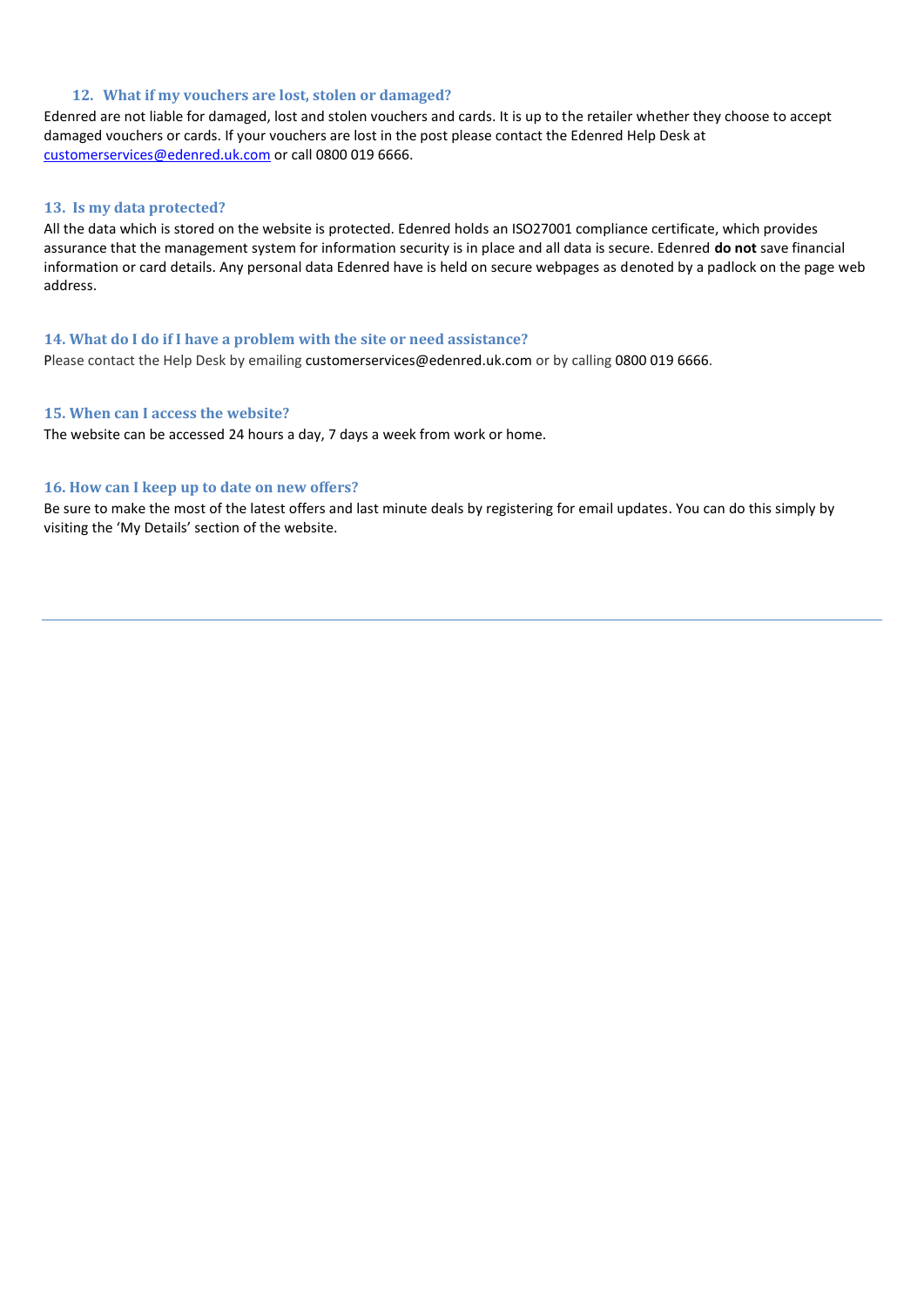### 12. What if my vouchers are lost, stolen or damaged?

Edenred are not liable for damaged, lost and stolen vouchers and cards. It is up to the retailer whether they choose to accept damaged vouchers or cards. If your vouchers are lost in the post please contact the Edenred Help Desk at customerservices@edenred.uk.com or call 0800 019 6666.

### 13. Is my data protected?

All the data which is stored on the website is protected. Edenred holds an ISO27001 compliance certificate, which provides assurance that the management system for information security is in place and all data is secure. Edenred **do not** save financial information or card details. Any personal data Edenred have is held on secure webpages as denoted by a padlock on the page web address.

### 14. What do I do if I have a problem with the site or need assistance?

Please contact the Help Desk by emailing customerservices@edenred.uk.com or by calling 0800 019 6666.

### 15. When can I access the website?

The website can be accessed 24 hours a day, 7 days a week from work or home.

### 16. How can I keep up to date on new offers?

Be sure to make the most of the latest offers and last minute deals by registering for email updates. You can do this simply by visiting the 'My Details' section of the website.